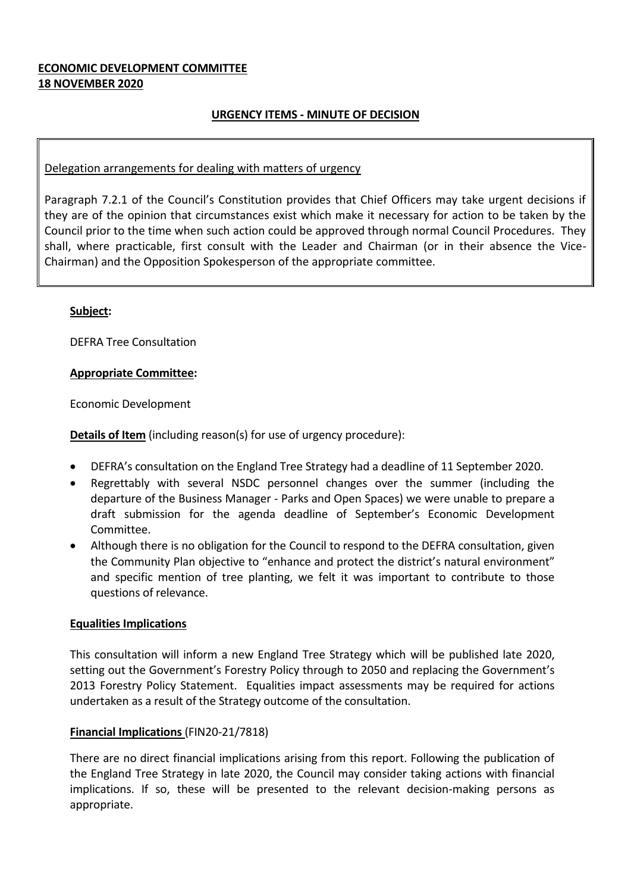**ECONOMIC DEVELOPMENT COMMITTEE**
**18 NOVEMBER 2020**

**URGENCY ITEMS - MINUTE OF DECISION**

Delegation arrangements for dealing with matters of urgency

Paragraph 7.2.1 of the Council's Constitution provides that Chief Officers may take urgent decisions if they are of the opinion that circumstances exist which make it necessary for action to be taken by the Council prior to the time when such action could be approved through normal Council Procedures. They shall, where practicable, first consult with the Leader and Chairman (or in their absence the Vice-Chairman) and the Opposition Spokesperson of the appropriate committee.

**Subject:**

DEFRA Tree Consultation

**Appropriate Committee:**

Economic Development

**Details of Item** (including reason(s) for use of urgency procedure):

- DEFRA's consultation on the England Tree Strategy had a deadline of 11 September 2020.
- Regrettably with several NSDC personnel changes over the summer (including the departure of the Business Manager - Parks and Open Spaces) we were unable to prepare a draft submission for the agenda deadline of September's Economic Development Committee.
- Although there is no obligation for the Council to respond to the DEFRA consultation, given the Community Plan objective to "enhance and protect the district's natural environment" and specific mention of tree planting, we felt it was important to contribute to those questions of relevance.

**Equalities Implications**

This consultation will inform a new England Tree Strategy which will be published late 2020, setting out the Government's Forestry Policy through to 2050 and replacing the Government's 2013 Forestry Policy Statement. Equalities impact assessments may be required for actions undertaken as a result of the Strategy outcome of the consultation.

**Financial Implications** (FIN20-21/7818)

There are no direct financial implications arising from this report. Following the publication of the England Tree Strategy in late 2020, the Council may consider taking actions with financial implications. If so, these will be presented to the relevant decision-making persons as appropriate.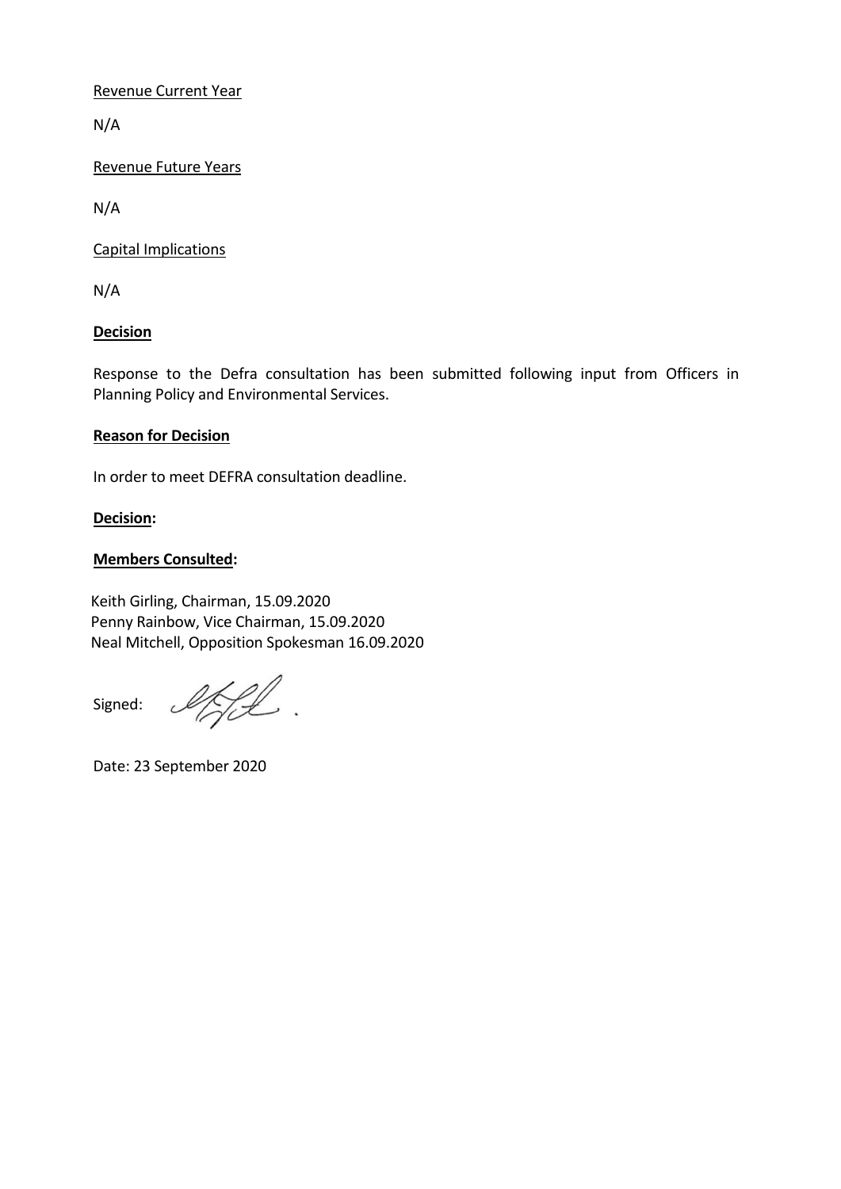<u>Revenue Current Year</u>

N/A

<u>Revenue Future Years</u>

N/A

<u>Capital Implications</u>

N/A

**Decision**

Response to the Defra consultation has been submitted following input from Officers in Planning Policy and Environmental Services.

**Reason for Decision**

In order to meet DEFRA consultation deadline.

**Decision:**

**Members Consulted:**

Keith Girling, Chairman, 15.09.2020
Penny Rainbow, Vice Chairman, 15.09.2020
Neal Mitchell, Opposition Spokesman 16.09.2020

Signed:

Date: 23 September 2020